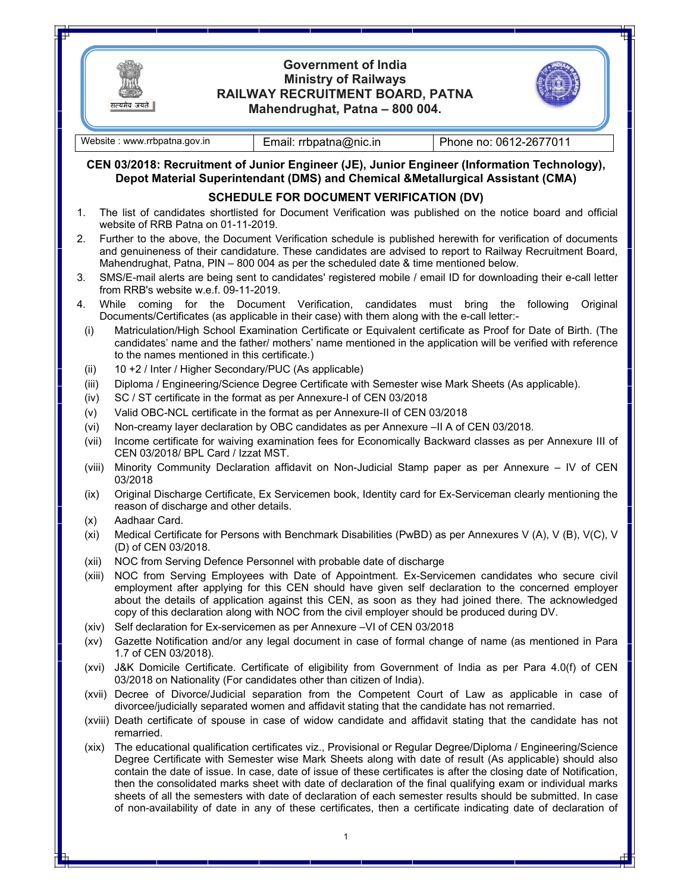# Government of India
## Ministry of Railways
## RAILWAY RECRUITMENT BOARD, PATNA
### Mahendrughat, Patna – 800 004.

| Website : www.rrbpatna.gov.in | Email: rrbpatna@nic.in | Phone no: 0612-2677011 |
|---|---|---|

**CEN 03/2018: Recruitment of Junior Engineer (JE), Junior Engineer (Information Technology), Depot Material Superintendant (DMS) and Chemical &Metallurgical Assistant (CMA)**

**SCHEDULE FOR DOCUMENT VERIFICATION (DV)**

1. The list of candidates shortlisted for Document Verification was published on the notice board and official website of RRB Patna on 01-11-2019.
2. Further to the above, the Document Verification schedule is published herewith for verification of documents and genuineness of their candidature. These candidates are advised to report to Railway Recruitment Board, Mahendrughat, Patna, PIN – 800 004 as per the scheduled date & time mentioned below.
3. SMS/E-mail alerts are being sent to candidates' registered mobile / email ID for downloading their e-call letter from RRB's website w.e.f. 09-11-2019.
4. While coming for the Document Verification, candidates must bring the following Original Documents/Certificates (as applicable in their case) with them along with the e-call letter:-
   - (i) Matriculation/High School Examination Certificate or Equivalent certificate as Proof for Date of Birth. (The candidates' name and the father/ mothers' name mentioned in the application will be verified with reference to the names mentioned in this certificate.)
   - (ii) 10 +2 / Inter / Higher Secondary/PUC (As applicable)
   - (iii) Diploma / Engineering/Science Degree Certificate with Semester wise Mark Sheets (As applicable).
   - (iv) SC / ST certificate in the format as per Annexure-I of CEN 03/2018
   - (v) Valid OBC-NCL certificate in the format as per Annexure-II of CEN 03/2018
   - (vi) Non-creamy layer declaration by OBC candidates as per Annexure –II A of CEN 03/2018.
   - (vii) Income certificate for waiving examination fees for Economically Backward classes as per Annexure III of CEN 03/2018/ BPL Card / Izzat MST.
   - (viii) Minority Community Declaration affidavit on Non-Judicial Stamp paper as per Annexure – IV of CEN 03/2018
   - (ix) Original Discharge Certificate, Ex Servicemen book, Identity card for Ex-Serviceman clearly mentioning the reason of discharge and other details.
   - (x) Aadhaar Card.
   - (xi) Medical Certificate for Persons with Benchmark Disabilities (PwBD) as per Annexures V (A), V (B), V(C), V (D) of CEN 03/2018.
   - (xii) NOC from Serving Defence Personnel with probable date of discharge
   - (xiii) NOC from Serving Employees with Date of Appointment. Ex-Servicemen candidates who secure civil employment after applying for this CEN should have given self declaration to the concerned employer about the details of application against this CEN, as soon as they had joined there. The acknowledged copy of this declaration along with NOC from the civil employer should be produced during DV.
   - (xiv) Self declaration for Ex-servicemen as per Annexure –VI of CEN 03/2018
   - (xv) Gazette Notification and/or any legal document in case of formal change of name (as mentioned in Para 1.7 of CEN 03/2018).
   - (xvi) J&K Domicile Certificate. Certificate of eligibility from Government of India as per Para 4.0(f) of CEN 03/2018 on Nationality (For candidates other than citizen of India).
   - (xvii) Decree of Divorce/Judicial separation from the Competent Court of Law as applicable in case of divorcee/judicially separated women and affidavit stating that the candidate has not remarried.
   - (xviii) Death certificate of spouse in case of widow candidate and affidavit stating that the candidate has not remarried.
   - (xix) The educational qualification certificates viz., Provisional or Regular Degree/Diploma / Engineering/Science Degree Certificate with Semester wise Mark Sheets along with date of result (As applicable) should also contain the date of issue. In case, date of issue of these certificates is after the closing date of Notification, then the consolidated marks sheet with date of declaration of the final qualifying exam or individual marks sheets of all the semesters with date of declaration of each semester results should be submitted. In case of non-availability of date in any of these certificates, then a certificate indicating date of declaration of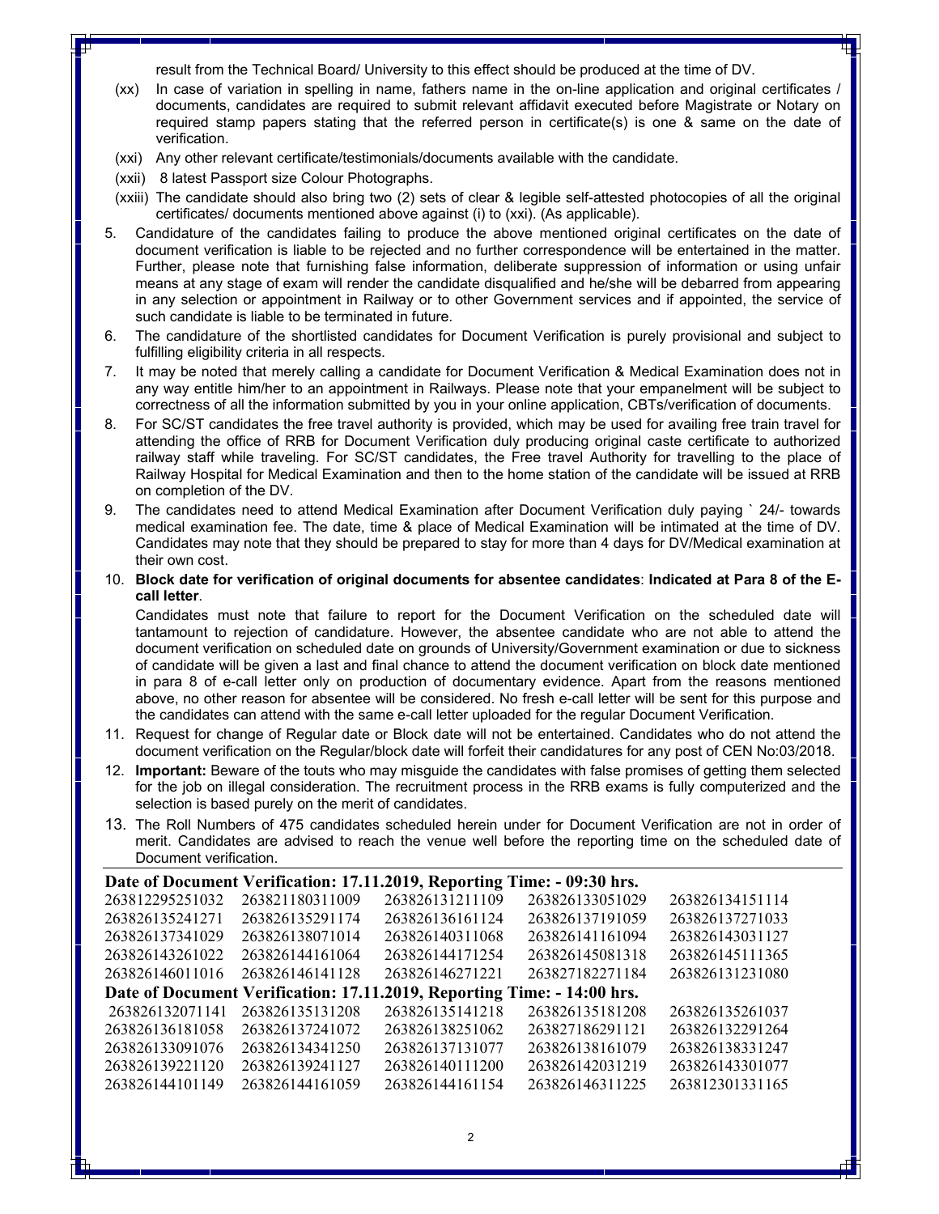result from the Technical Board/ University to this effect should be produced at the time of DV.

(xx) In case of variation in spelling in name, fathers name in the on-line application and original certificates / documents, candidates are required to submit relevant affidavit executed before Magistrate or Notary on required stamp papers stating that the referred person in certificate(s) is one & same on the date of verification.

(xxi) Any other relevant certificate/testimonials/documents available with the candidate.

(xxii) 8 latest Passport size Colour Photographs.

(xxiii) The candidate should also bring two (2) sets of clear & legible self-attested photocopies of all the original certificates/ documents mentioned above against (i) to (xxi). (As applicable).

5. Candidature of the candidates failing to produce the above mentioned original certificates on the date of document verification is liable to be rejected and no further correspondence will be entertained in the matter. Further, please note that furnishing false information, deliberate suppression of information or using unfair means at any stage of exam will render the candidate disqualified and he/she will be debarred from appearing in any selection or appointment in Railway or to other Government services and if appointed, the service of such candidate is liable to be terminated in future.

6. The candidature of the shortlisted candidates for Document Verification is purely provisional and subject to fulfilling eligibility criteria in all respects.

7. It may be noted that merely calling a candidate for Document Verification & Medical Examination does not in any way entitle him/her to an appointment in Railways. Please note that your empanelment will be subject to correctness of all the information submitted by you in your online application, CBTs/verification of documents.

8. For SC/ST candidates the free travel authority is provided, which may be used for availing free train travel for attending the office of RRB for Document Verification duly producing original caste certificate to authorized railway staff while traveling. For SC/ST candidates, the Free travel Authority for travelling to the place of Railway Hospital for Medical Examination and then to the home station of the candidate will be issued at RRB on completion of the DV.

9. The candidates need to attend Medical Examination after Document Verification duly paying ` 24/- towards medical examination fee. The date, time & place of Medical Examination will be intimated at the time of DV. Candidates may note that they should be prepared to stay for more than 4 days for DV/Medical examination at their own cost.

10. **Block date for verification of original documents for absentee candidates**: **Indicated at Para 8 of the E-call letter**.

    Candidates must note that failure to report for the Document Verification on the scheduled date will tantamount to rejection of candidature. However, the absentee candidate who are not able to attend the document verification on scheduled date on grounds of University/Government examination or due to sickness of candidate will be given a last and final chance to attend the document verification on block date mentioned in para 8 of e-call letter only on production of documentary evidence. Apart from the reasons mentioned above, no other reason for absentee will be considered. No fresh e-call letter will be sent for this purpose and the candidates can attend with the same e-call letter uploaded for the regular Document Verification.

11. Request for change of Regular date or Block date will not be entertained. Candidates who do not attend the document verification on the Regular/block date will forfeit their candidatures for any post of CEN No:03/2018.

12. **Important:** Beware of the touts who may misguide the candidates with false promises of getting them selected for the job on illegal consideration. The recruitment process in the RRB exams is fully computerized and the selection is based purely on the merit of candidates.

13. The Roll Numbers of 475 candidates scheduled herein under for Document Verification are not in order of merit. Candidates are advised to reach the venue well before the reporting time on the scheduled date of Document verification.

**Date of Document Verification: 17.11.2019, Reporting Time: - 09:30 hrs.**

| | | | | |
|---|---|---|---|---|
| 263812295251032 | 263821180311009 | 263826131211109 | 263826133051029 | 263826134151114 |
| 263826135241271 | 263826135291174 | 263826136161124 | 263826137191059 | 263826137271033 |
| 263826137341029 | 263826138071014 | 263826140311068 | 263826141161094 | 263826143031127 |
| 263826143261022 | 263826144161064 | 263826144171254 | 263826145081318 | 263826145111365 |
| 263826146011016 | 263826146141128 | 263826146271221 | 263827182271184 | 263826131231080 |

**Date of Document Verification: 17.11.2019, Reporting Time: - 14:00 hrs.**

| | | | | |
|---|---|---|---|---|
| 263826132071141 | 263826135131208 | 263826135141218 | 263826135181208 | 263826135261037 |
| 263826136181058 | 263826137241072 | 263826138251062 | 263827186291121 | 263826132291264 |
| 263826133091076 | 263826134341250 | 263826137131077 | 263826138161079 | 263826138331247 |
| 263826139221120 | 263826139241127 | 263826140111200 | 263826142031219 | 263826143301077 |
| 263826144101149 | 263826144161059 | 263826144161154 | 263826146311225 | 263812301331165 |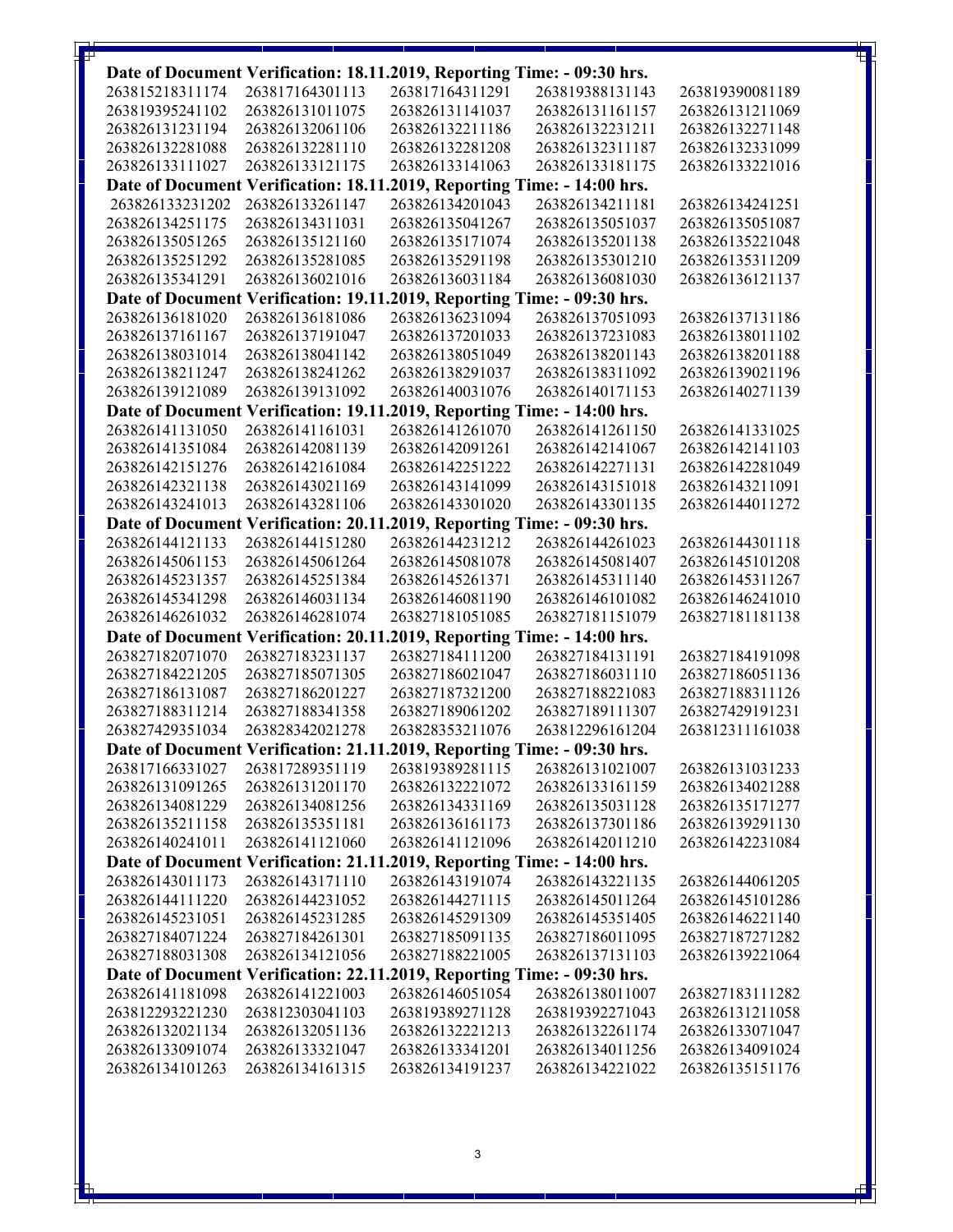**Date of Document Verification: 18.11.2019, Reporting Time: - 09:30 hrs.**

| | | | | |
|---|---|---|---|---|
| 263815218311174 | 263817164301113 | 263817164311291 | 263819388131143 | 263819390081189 |
| 263819395241102 | 263826131011075 | 263826131141037 | 263826131161157 | 263826131211069 |
| 263826131231194 | 263826132061106 | 263826132211186 | 263826132231211 | 263826132271148 |
| 263826132281088 | 263826132281110 | 263826132281208 | 263826132311187 | 263826132331099 |
| 263826133111027 | 263826133121175 | 263826133141063 | 263826133181175 | 263826133221016 |

**Date of Document Verification: 18.11.2019, Reporting Time: - 14:00 hrs.**

| | | | | |
|---|---|---|---|---|
| 263826133231202 | 263826133261147 | 263826134201043 | 263826134211181 | 263826134241251 |
| 263826134251175 | 263826134311031 | 263826135041267 | 263826135051037 | 263826135051087 |
| 263826135051265 | 263826135121160 | 263826135171074 | 263826135201138 | 263826135221048 |
| 263826135251292 | 263826135281085 | 263826135291198 | 263826135301210 | 263826135311209 |
| 263826135341291 | 263826136021016 | 263826136031184 | 263826136081030 | 263826136121137 |

**Date of Document Verification: 19.11.2019, Reporting Time: - 09:30 hrs.**

| | | | | |
|---|---|---|---|---|
| 263826136181020 | 263826136181086 | 263826136231094 | 263826137051093 | 263826137131186 |
| 263826137161167 | 263826137191047 | 263826137201033 | 263826137231083 | 263826138011102 |
| 263826138031014 | 263826138041142 | 263826138051049 | 263826138201143 | 263826138201188 |
| 263826138211247 | 263826138241262 | 263826138291037 | 263826138311092 | 263826139021196 |
| 263826139121089 | 263826139131092 | 263826140031076 | 263826140171153 | 263826140271139 |

**Date of Document Verification: 19.11.2019, Reporting Time: - 14:00 hrs.**

| | | | | |
|---|---|---|---|---|
| 263826141131050 | 263826141161031 | 263826141261070 | 263826141261150 | 263826141331025 |
| 263826141351084 | 263826142081139 | 263826142091261 | 263826142141067 | 263826142141103 |
| 263826142151276 | 263826142161084 | 263826142251222 | 263826142271131 | 263826142281049 |
| 263826142321138 | 263826143021169 | 263826143141099 | 263826143151018 | 263826143211091 |
| 263826143241013 | 263826143281106 | 263826143301020 | 263826143301135 | 263826144011272 |

**Date of Document Verification: 20.11.2019, Reporting Time: - 09:30 hrs.**

| | | | | |
|---|---|---|---|---|
| 263826144121133 | 263826144151280 | 263826144231212 | 263826144261023 | 263826144301118 |
| 263826145061153 | 263826145061264 | 263826145081078 | 263826145081407 | 263826145101208 |
| 263826145231357 | 263826145251384 | 263826145261371 | 263826145311140 | 263826145311267 |
| 263826145341298 | 263826146031134 | 263826146081190 | 263826146101082 | 263826146241010 |
| 263826146261032 | 263826146281074 | 263827181051085 | 263827181151079 | 263827181181138 |

**Date of Document Verification: 20.11.2019, Reporting Time: - 14:00 hrs.**

| | | | | |
|---|---|---|---|---|
| 263827182071070 | 263827183231137 | 263827184111200 | 263827184131191 | 263827184191098 |
| 263827184221205 | 263827185071305 | 263827186021047 | 263827186031110 | 263827186051136 |
| 263827186131087 | 263827186201227 | 263827187321200 | 263827188221083 | 263827188311126 |
| 263827188311214 | 263827188341358 | 263827189061202 | 263827189111307 | 263827429191231 |
| 263827429351034 | 263828342021278 | 263828353211076 | 263812296161204 | 263812311161038 |

**Date of Document Verification: 21.11.2019, Reporting Time: - 09:30 hrs.**

| | | | | |
|---|---|---|---|---|
| 263817166331027 | 263817289351119 | 263819389281115 | 263826131021007 | 263826131031233 |
| 263826131091265 | 263826131201170 | 263826132221072 | 263826133161159 | 263826134021288 |
| 263826134081229 | 263826134081256 | 263826134331169 | 263826135031128 | 263826135171277 |
| 263826135211158 | 263826135351181 | 263826136161173 | 263826137301186 | 263826139291130 |
| 263826140241011 | 263826141121060 | 263826141121096 | 263826142011210 | 263826142231084 |

**Date of Document Verification: 21.11.2019, Reporting Time: - 14:00 hrs.**

| | | | | |
|---|---|---|---|---|
| 263826143011173 | 263826143171110 | 263826143191074 | 263826143221135 | 263826144061205 |
| 263826144111220 | 263826144231052 | 263826144271115 | 263826145011264 | 263826145101286 |
| 263826145231051 | 263826145231285 | 263826145291309 | 263826145351405 | 263826146221140 |
| 263827184071224 | 263827184261301 | 263827185091135 | 263827186011095 | 263827187271282 |
| 263827188031308 | 263826134121056 | 263827188221005 | 263826137131103 | 263826139221064 |

**Date of Document Verification: 22.11.2019, Reporting Time: - 09:30 hrs.**

| | | | | |
|---|---|---|---|---|
| 263826141181098 | 263826141221003 | 263826146051054 | 263826138011007 | 263827183111282 |
| 263812293221230 | 263812303041103 | 263819389271128 | 263819392271043 | 263826131211058 |
| 263826132021134 | 263826132051136 | 263826132221213 | 263826132261174 | 263826133071047 |
| 263826133091074 | 263826133321047 | 263826133341201 | 263826134011256 | 263826134091024 |
| 263826134101263 | 263826134161315 | 263826134191237 | 263826134221022 | 263826135151176 |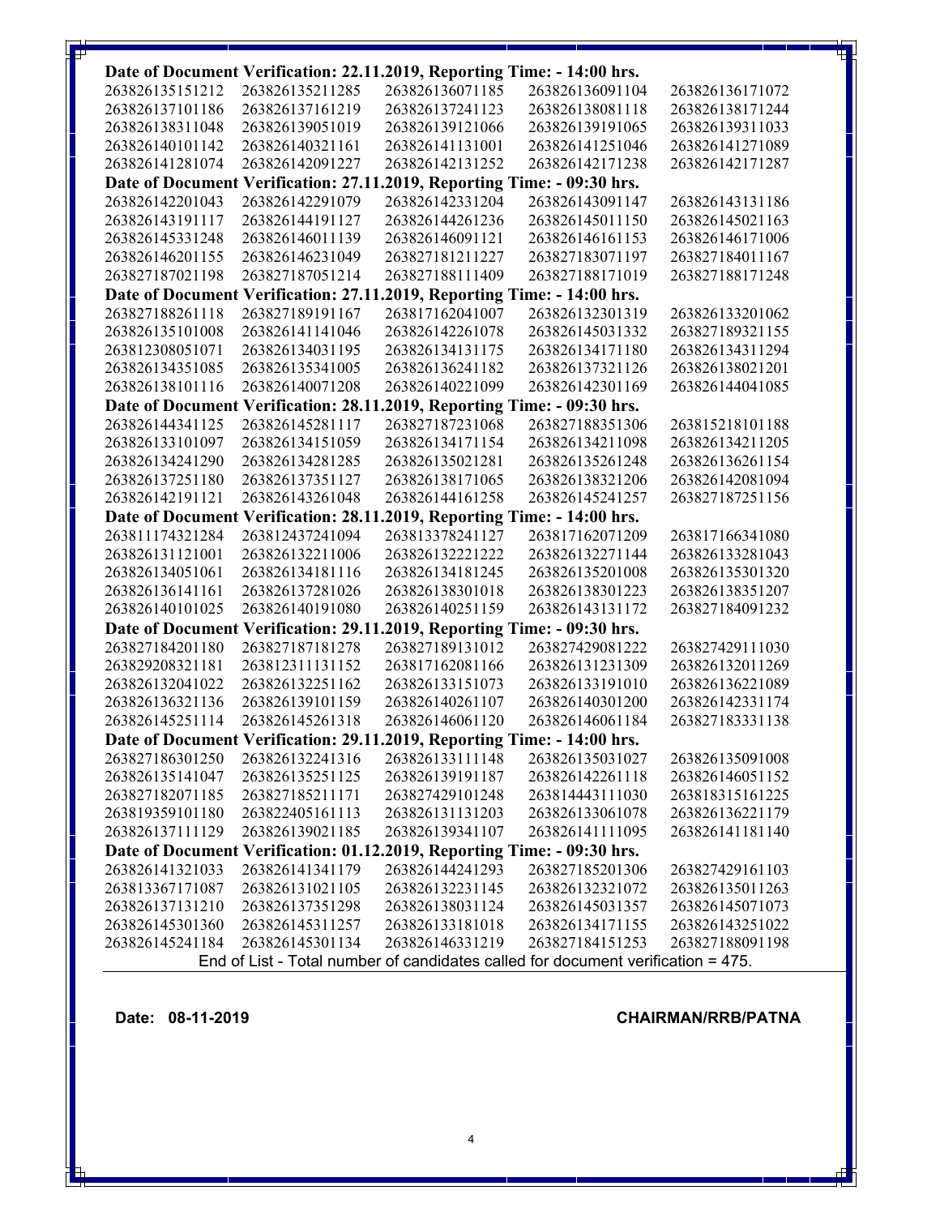**Date of Document Verification: 22.11.2019, Reporting Time: - 14:00 hrs.**

| | | | | |
|---|---|---|---|---|
| 263826135151212 | 263826135211285 | 263826136071185 | 263826136091104 | 263826136171072 |
| 263826137101186 | 263826137161219 | 263826137241123 | 263826138081118 | 263826138171244 |
| 263826138311048 | 263826139051019 | 263826139121066 | 263826139191065 | 263826139311033 |
| 263826140101142 | 263826140321161 | 263826141131001 | 263826141251046 | 263826141271089 |
| 263826141281074 | 263826142091227 | 263826142131252 | 263826142171238 | 263826142171287 |

**Date of Document Verification: 27.11.2019, Reporting Time: - 09:30 hrs.**

| | | | | |
|---|---|---|---|---|
| 263826142201043 | 263826142291079 | 263826142331204 | 263826143091147 | 263826143131186 |
| 263826143191117 | 263826144191127 | 263826144261236 | 263826145011150 | 263826145021163 |
| 263826145331248 | 263826146011139 | 263826146091121 | 263826146161153 | 263826146171006 |
| 263826146201155 | 263826146231049 | 263827181211227 | 263827183071197 | 263827184011167 |
| 263827187021198 | 263827187051214 | 263827188111409 | 263827188171019 | 263827188171248 |

**Date of Document Verification: 27.11.2019, Reporting Time: - 14:00 hrs.**

| | | | | |
|---|---|---|---|---|
| 263827188261118 | 263827189191167 | 263817162041007 | 263826132301319 | 263826133201062 |
| 263826135101008 | 263826141141046 | 263826142261078 | 263826145031332 | 263827189321155 |
| 263812308051071 | 263826134031195 | 263826134131175 | 263826134171180 | 263826134311294 |
| 263826134351085 | 263826135341005 | 263826136241182 | 263826137321126 | 263826138021201 |
| 263826138101116 | 263826140071208 | 263826140221099 | 263826142301169 | 263826144041085 |

**Date of Document Verification: 28.11.2019, Reporting Time: - 09:30 hrs.**

| | | | | |
|---|---|---|---|---|
| 263826144341125 | 263826145281117 | 263827187231068 | 263827188351306 | 263815218101188 |
| 263826133101097 | 263826134151059 | 263826134171154 | 263826134211098 | 263826134211205 |
| 263826134241290 | 263826134281285 | 263826135021281 | 263826135261248 | 263826136261154 |
| 263826137251180 | 263826137351127 | 263826138171065 | 263826138321206 | 263826142081094 |
| 263826142191121 | 263826143261048 | 263826144161258 | 263826145241257 | 263827187251156 |

**Date of Document Verification: 28.11.2019, Reporting Time: - 14:00 hrs.**

| | | | | |
|---|---|---|---|---|
| 263811174321284 | 263812437241094 | 263813378241127 | 263817162071209 | 263817166341080 |
| 263826131121001 | 263826132211006 | 263826132221222 | 263826132271144 | 263826133281043 |
| 263826134051061 | 263826134181116 | 263826134181245 | 263826135201008 | 263826135301320 |
| 263826136141161 | 263826137281026 | 263826138301018 | 263826138301223 | 263826138351207 |
| 263826140101025 | 263826140191080 | 263826140251159 | 263826143131172 | 263827184091232 |

**Date of Document Verification: 29.11.2019, Reporting Time: - 09:30 hrs.**

| | | | | |
|---|---|---|---|---|
| 263827184201180 | 263827187181278 | 263827189131012 | 263827429081222 | 263827429111030 |
| 263829208321181 | 263812311131152 | 263817162081166 | 263826131231309 | 263826132011269 |
| 263826132041022 | 263826132251162 | 263826133151073 | 263826133191010 | 263826136221089 |
| 263826136321136 | 263826139101159 | 263826140261107 | 263826140301200 | 263826142331174 |
| 263826145251114 | 263826145261318 | 263826146061120 | 263826146061184 | 263827183331138 |

**Date of Document Verification: 29.11.2019, Reporting Time: - 14:00 hrs.**

| | | | | |
|---|---|---|---|---|
| 263827186301250 | 263826132241316 | 263826133111148 | 263826135031027 | 263826135091008 |
| 263826135141047 | 263826135251125 | 263826139191187 | 263826142261118 | 263826146051152 |
| 263827182071185 | 263827185211171 | 263827429101248 | 263814443111030 | 263818315161225 |
| 263819359101180 | 263822405161113 | 263826131131203 | 263826133061078 | 263826136221179 |
| 263826137111129 | 263826139021185 | 263826139341107 | 263826141111095 | 263826141181140 |

**Date of Document Verification: 01.12.2019, Reporting Time: - 09:30 hrs.**

| | | | | |
|---|---|---|---|---|
| 263826141321033 | 263826141341179 | 263826144241293 | 263827185201306 | 263827429161103 |
| 263813367171087 | 263826131021105 | 263826132231145 | 263826132321072 | 263826135011263 |
| 263826137131210 | 263826137351298 | 263826138031124 | 263826145031357 | 263826145071073 |
| 263826145301360 | 263826145311257 | 263826133181018 | 263826134171155 | 263826143251022 |
| 263826145241184 | 263826145301134 | 263826146331219 | 263827184151253 | 263827188091198 |

End of List - Total number of candidates called for document verification = 475.

**Date: 08-11-2019**

**CHAIRMAN/RRB/PATNA**